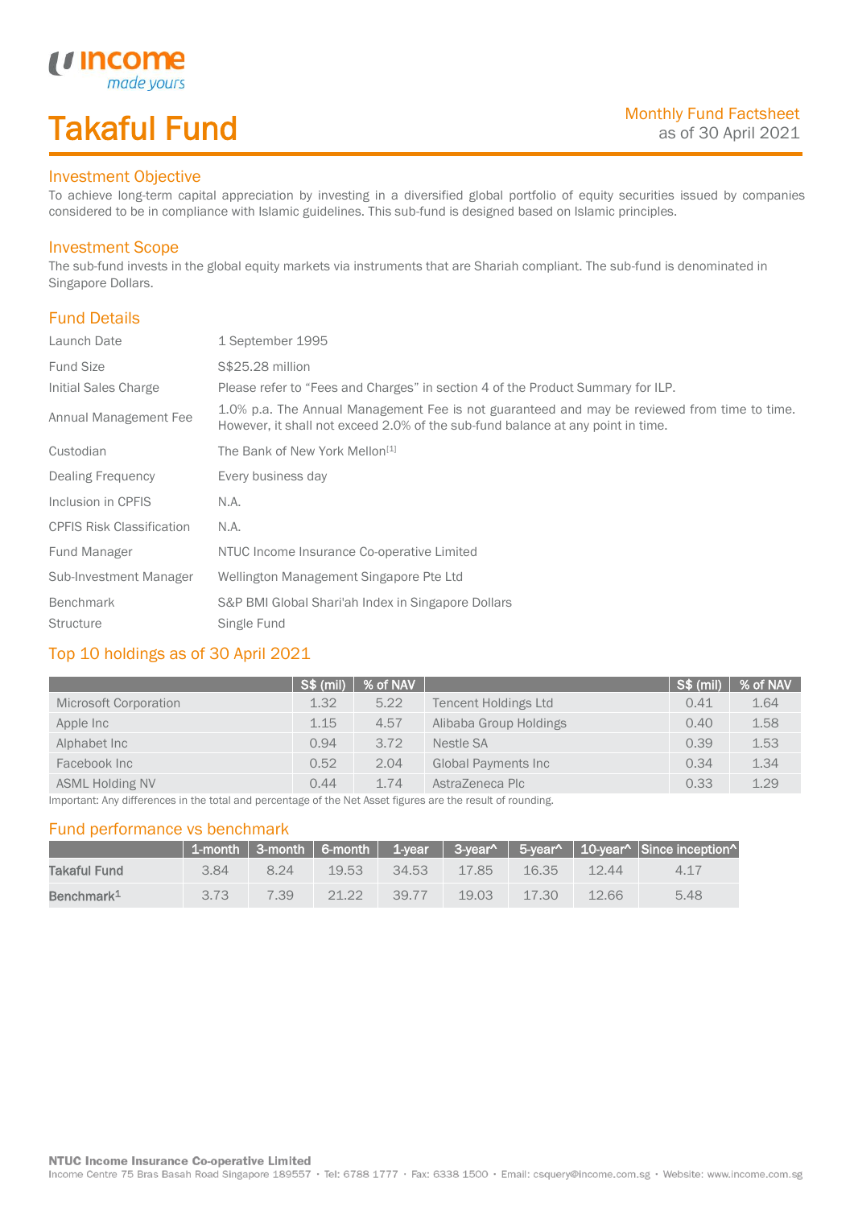# Takaful Fund

Monthly Fund Factsheet
as of 30 April 2021

## Investment Objective

To achieve long-term capital appreciation by investing in a diversified global portfolio of equity securities issued by companies considered to be in compliance with Islamic guidelines. This sub-fund is designed based on Islamic principles.

## Investment Scope

The sub-fund invests in the global equity markets via instruments that are Shariah compliant. The sub-fund is denominated in Singapore Dollars.

## Fund Details

| | |
|---|---|
| Launch Date | 1 September 1995 |
| Fund Size | S$25.28 million |
| Initial Sales Charge | Please refer to "Fees and Charges" in section 4 of the Product Summary for ILP. |
| Annual Management Fee | 1.0% p.a. The Annual Management Fee is not guaranteed and may be reviewed from time to time. However, it shall not exceed 2.0% of the sub-fund balance at any point in time. |
| Custodian | The Bank of New York Mellon[1] |
| Dealing Frequency | Every business day |
| Inclusion in CPFIS | N.A. |
| CPFIS Risk Classification | N.A. |
| Fund Manager | NTUC Income Insurance Co-operative Limited |
| Sub-Investment Manager | Wellington Management Singapore Pte Ltd |
| Benchmark | S&P BMI Global Shari'ah Index in Singapore Dollars |
| Structure | Single Fund |

## Top 10 holdings as of 30 April 2021

| | S$ (mil) | % of NAV | | S$ (mil) | % of NAV |
|---|---|---|---|---|---|
| Microsoft Corporation | 1.32 | 5.22 | Tencent Holdings Ltd | 0.41 | 1.64 |
| Apple Inc | 1.15 | 4.57 | Alibaba Group Holdings | 0.40 | 1.58 |
| Alphabet Inc | 0.94 | 3.72 | Nestle SA | 0.39 | 1.53 |
| Facebook Inc | 0.52 | 2.04 | Global Payments Inc | 0.34 | 1.34 |
| ASML Holding NV | 0.44 | 1.74 | AstraZeneca Plc | 0.33 | 1.29 |

Important: Any differences in the total and percentage of the Net Asset figures are the result of rounding.

## Fund performance vs benchmark

| | 1-month | 3-month | 6-month | 1-year | 3-year^ | 5-year^ | 10-year^ | Since inception^ |
|---|---|---|---|---|---|---|---|---|
| **Takaful Fund** | 3.84 | 8.24 | 19.53 | 34.53 | 17.85 | 16.35 | 12.44 | 4.17 |
| **Benchmark[1]** | 3.73 | 7.39 | 21.22 | 39.77 | 19.03 | 17.30 | 12.66 | 5.48 |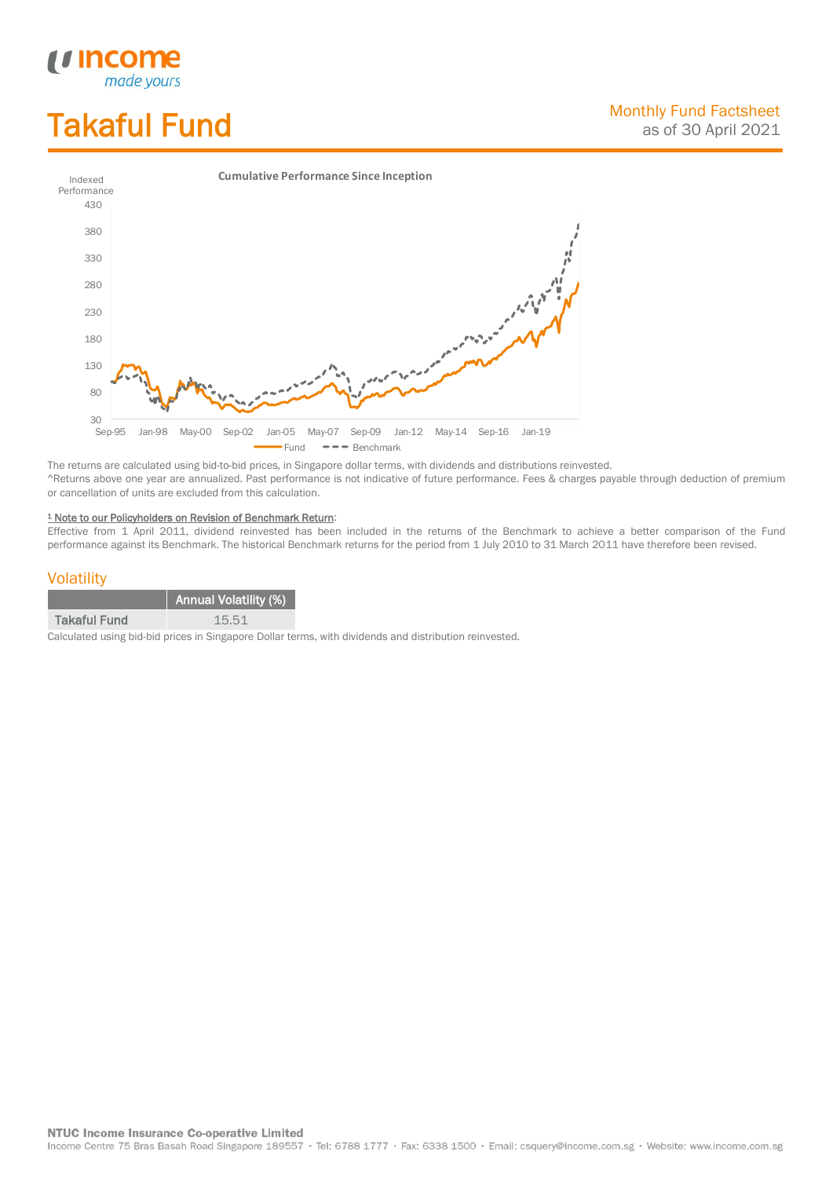# Takaful Fund

Monthly Fund Factsheet
as of 30 April 2021

**Cumulative Performance Since Inception**

The returns are calculated using bid-to-bid prices, in Singapore dollar terms, with dividends and distributions reinvested.
^Returns above one year are annualized. Past performance is not indicative of future performance. Fees & charges payable through deduction of premium or cancellation of units are excluded from this calculation.

[1] Note to our Policyholders on Revision of Benchmark Return:
Effective from 1 April 2011, dividend reinvested has been included in the returns of the Benchmark to achieve a better comparison of the Fund performance against its Benchmark. The historical Benchmark returns for the period from 1 July 2010 to 31 March 2011 have therefore been revised.

## Volatility

| | Annual Volatility (%) |
|---|---|
| Takaful Fund | 15.51 |

Calculated using bid-bid prices in Singapore Dollar terms, with dividends and distribution reinvested.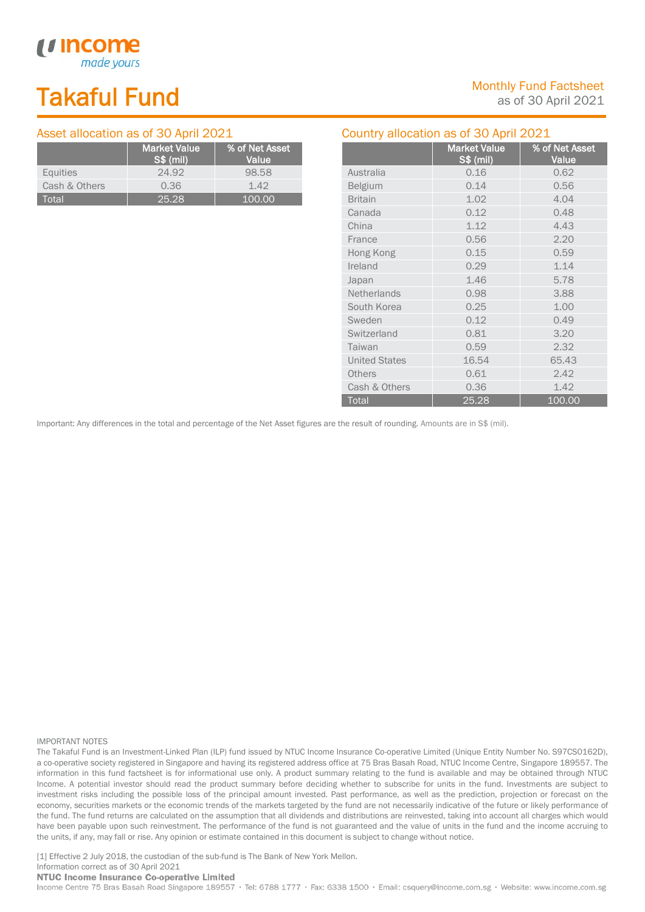# Takaful Fund

Monthly Fund Factsheet
as of 30 April 2021

## Asset allocation as of 30 April 2021

| | Market Value S$ (mil) | % of Net Asset Value |
|---|---|---|
| Equities | 24.92 | 98.58 |
| Cash & Others | 0.36 | 1.42 |
| Total | 25.28 | 100.00 |

## Country allocation as of 30 April 2021

| | Market Value S$ (mil) | % of Net Asset Value |
|---|---|---|
| Australia | 0.16 | 0.62 |
| Belgium | 0.14 | 0.56 |
| Britain | 1.02 | 4.04 |
| Canada | 0.12 | 0.48 |
| China | 1.12 | 4.43 |
| France | 0.56 | 2.20 |
| Hong Kong | 0.15 | 0.59 |
| Ireland | 0.29 | 1.14 |
| Japan | 1.46 | 5.78 |
| Netherlands | 0.98 | 3.88 |
| South Korea | 0.25 | 1.00 |
| Sweden | 0.12 | 0.49 |
| Switzerland | 0.81 | 3.20 |
| Taiwan | 0.59 | 2.32 |
| United States | 16.54 | 65.43 |
| Others | 0.61 | 2.42 |
| Cash & Others | 0.36 | 1.42 |
| Total | 25.28 | 100.00 |

Important: Any differences in the total and percentage of the Net Asset figures are the result of rounding. Amounts are in S$ (mil).

IMPORTANT NOTES

The Takaful Fund is an Investment-Linked Plan (ILP) fund issued by NTUC Income Insurance Co-operative Limited (Unique Entity Number No. S97CS0162D), a co-operative society registered in Singapore and having its registered address office at 75 Bras Basah Road, NTUC Income Centre, Singapore 189557. The information in this fund factsheet is for informational use only. A product summary relating to the fund is available and may be obtained through NTUC Income. A potential investor should read the product summary before deciding whether to subscribe for units in the fund. Investments are subject to investment risks including the possible loss of the principal amount invested. Past performance, as well as the prediction, projection or forecast on the economy, securities markets or the economic trends of the markets targeted by the fund are not necessarily indicative of the future or likely performance of the fund. The fund returns are calculated on the assumption that all dividends and distributions are reinvested, taking into account all charges which would have been payable upon such reinvestment. The performance of the fund is not guaranteed and the value of units in the fund and the income accruing to the units, if any, may fall or rise. Any opinion or estimate contained in this document is subject to change without notice.

[1] Effective 2 July 2018, the custodian of the sub-fund is The Bank of New York Mellon.
Information correct as of 30 April 2021

**NTUC Income Insurance Co-operative Limited**
Income Centre 75 Bras Basah Road Singapore 189557 · Tel: 6788 1777 · Fax: 6338 1500 · Email: csquery@income.com.sg · Website: www.income.com.sg